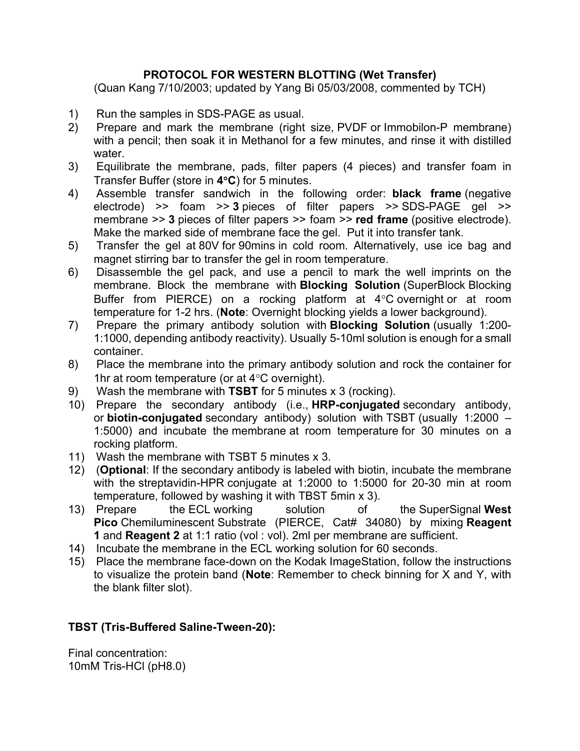**PROTOCOL FOR WESTERN BLOTTING (Wet Transfer)**

(Quan Kang 7/10/2003; updated by Yang Bi 05/03/2008, commented by TCH)

1) Run the samples in SDS-PAGE as usual.
2) Prepare and mark the membrane (right size, PVDF or Immobilon-P membrane) with a pencil; then soak it in Methanol for a few minutes, and rinse it with distilled water.
3) Equilibrate the membrane, pads, filter papers (4 pieces) and transfer foam in Transfer Buffer (store in **4°C**) for 5 minutes.
4) Assemble transfer sandwich in the following order: **black frame** (negative electrode) >> foam >> **3** pieces of filter papers >> SDS-PAGE gel >> membrane >> **3** pieces of filter papers >> foam >> **red frame** (positive electrode). Make the marked side of membrane face the gel. Put it into transfer tank.
5) Transfer the gel at 80V for 90mins in cold room. Alternatively, use ice bag and magnet stirring bar to transfer the gel in room temperature.
6) Disassemble the gel pack, and use a pencil to mark the well imprints on the membrane. Block the membrane with **Blocking Solution** (SuperBlock Blocking Buffer from PIERCE) on a rocking platform at 4°C overnight or at room temperature for 1-2 hrs. (**Note**: Overnight blocking yields a lower background).
7) Prepare the primary antibody solution with **Blocking Solution** (usually 1:200-1:1000, depending antibody reactivity). Usually 5-10ml solution is enough for a small container.
8) Place the membrane into the primary antibody solution and rock the container for 1hr at room temperature (or at 4°C overnight).
9) Wash the membrane with **TSBT** for 5 minutes x 3 (rocking).
10) Prepare the secondary antibody (i.e., **HRP-conjugated** secondary antibody, or **biotin-conjugated** secondary antibody) solution with TSBT (usually 1:2000 – 1:5000) and incubate the membrane at room temperature for 30 minutes on a rocking platform.
11) Wash the membrane with TSBT 5 minutes x 3.
12) (**Optional**: If the secondary antibody is labeled with biotin, incubate the membrane with the streptavidin-HPR conjugate at 1:2000 to 1:5000 for 20-30 min at room temperature, followed by washing it with TBST 5min x 3).
13) Prepare the ECL working solution of the SuperSignal **West Pico** Chemiluminescent Substrate (PIERCE, Cat# 34080) by mixing **Reagent 1** and **Reagent 2** at 1:1 ratio (vol : vol). 2ml per membrane are sufficient.
14) Incubate the membrane in the ECL working solution for 60 seconds.
15) Place the membrane face-down on the Kodak ImageStation, follow the instructions to visualize the protein band (**Note**: Remember to check binning for X and Y, with the blank filter slot).

**TBST (Tris-Buffered Saline-Tween-20):**

Final concentration:
10mM Tris-HCl (pH8.0)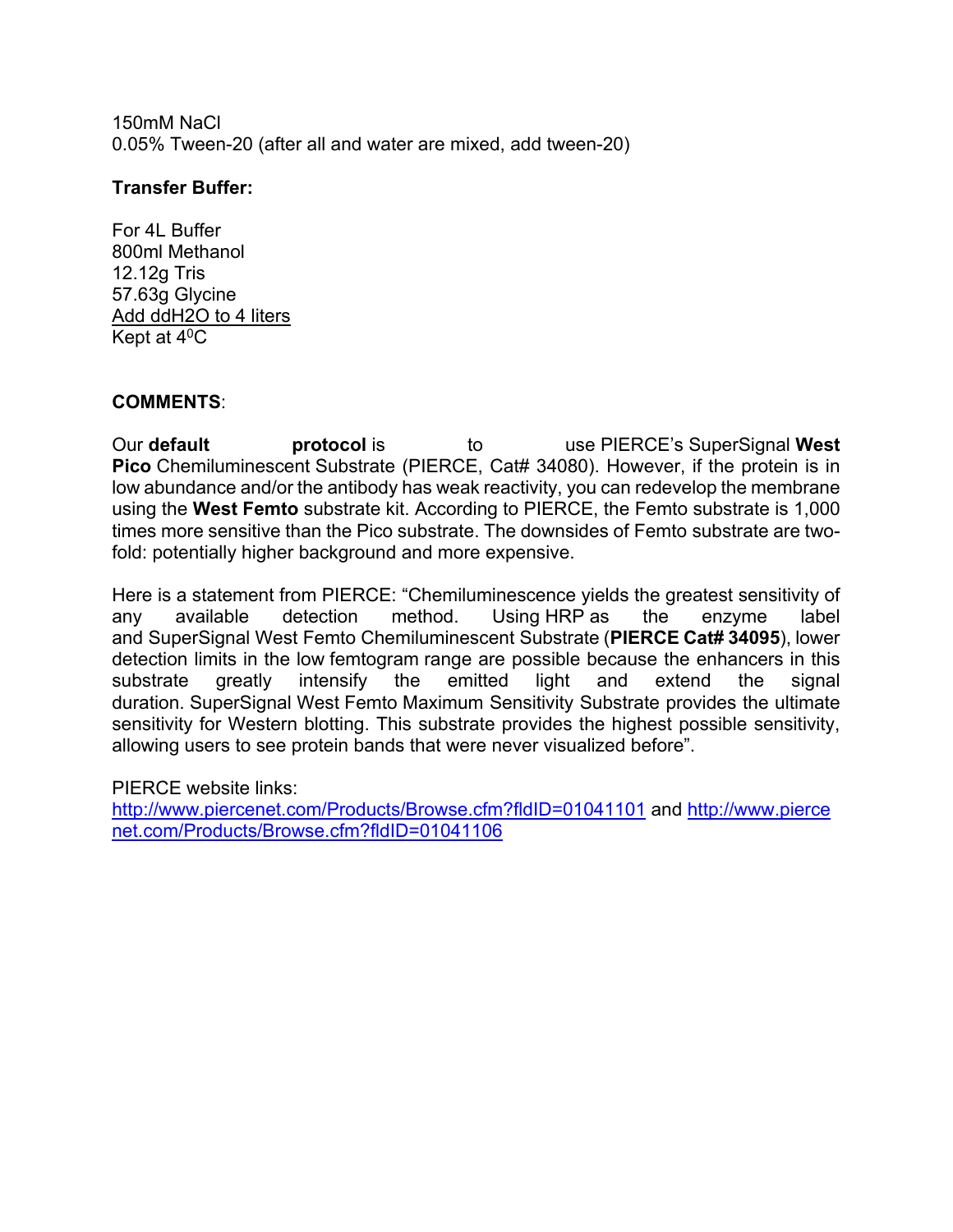150mM NaCl
0.05% Tween-20 (after all and water are mixed, add tween-20)

**Transfer Buffer:**

For 4L Buffer
800ml Methanol
12.12g Tris
57.63g Glycine
Add ddH2O to 4 liters
Kept at $4^0$C

**COMMENTS**:

Our **default protocol** is to use PIERCE's SuperSignal **West Pico** Chemiluminescent Substrate (PIERCE, Cat# 34080). However, if the protein is in low abundance and/or the antibody has weak reactivity, you can redevelop the membrane using the **West Femto** substrate kit. According to PIERCE, the Femto substrate is 1,000 times more sensitive than the Pico substrate. The downsides of Femto substrate are two-fold: potentially higher background and more expensive.

Here is a statement from PIERCE: "Chemiluminescence yields the greatest sensitivity of any available detection method. Using HRP as the enzyme label and SuperSignal West Femto Chemiluminescent Substrate (**PIERCE Cat# 34095**), lower detection limits in the low femtogram range are possible because the enhancers in this substrate greatly intensify the emitted light and extend the signal duration. SuperSignal West Femto Maximum Sensitivity Substrate provides the ultimate sensitivity for Western blotting. This substrate provides the highest possible sensitivity, allowing users to see protein bands that were never visualized before".

PIERCE website links:
http://www.piercenet.com/Products/Browse.cfm?fldID=01041101 and http://www.piercenet.com/Products/Browse.cfm?fldID=01041106